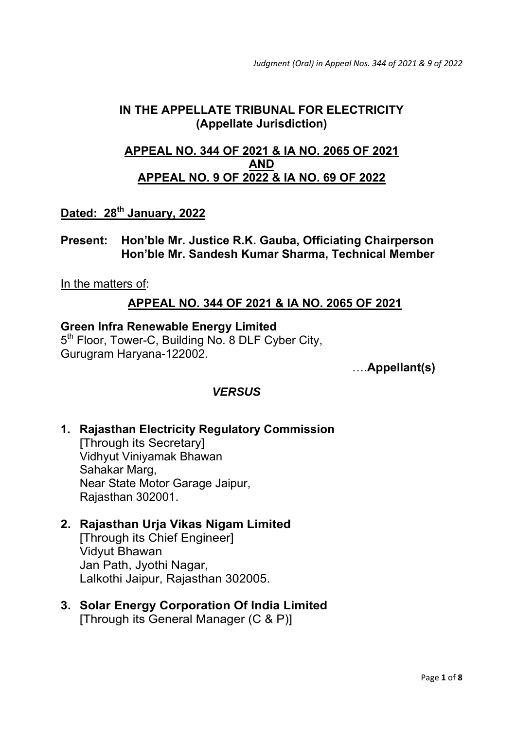## IN THE APPELLATE TRIBUNAL FOR ELECTRICITY
## (Appellate Jurisdiction)

### APPEAL NO. 344 OF 2021 & IA NO. 2065 OF 2021
### AND
### APPEAL NO. 9 OF 2022 & IA NO. 69 OF 2022

**Dated: 28th January, 2022**

**Present: Hon'ble Mr. Justice R.K. Gauba, Officiating Chairperson**
**Hon'ble Mr. Sandesh Kumar Sharma, Technical Member**

In the matters of:

### APPEAL NO. 344 OF 2021 & IA NO. 2065 OF 2021

**Green Infra Renewable Energy Limited**
5th Floor, Tower-C, Building No. 8 DLF Cyber City,
Gurugram Haryana-122002.

….**Appellant(s)**

***VERSUS***

1. **Rajasthan Electricity Regulatory Commission**
   [Through its Secretary]
   Vidhyut Viniyamak Bhawan
   Sahakar Marg,
   Near State Motor Garage Jaipur,
   Rajasthan 302001.

2. **Rajasthan Urja Vikas Nigam Limited**
   [Through its Chief Engineer]
   Vidyut Bhawan
   Jan Path, Jyothi Nagar,
   Lalkothi Jaipur, Rajasthan 302005.

3. **Solar Energy Corporation Of India Limited**
   [Through its General Manager (C & P)]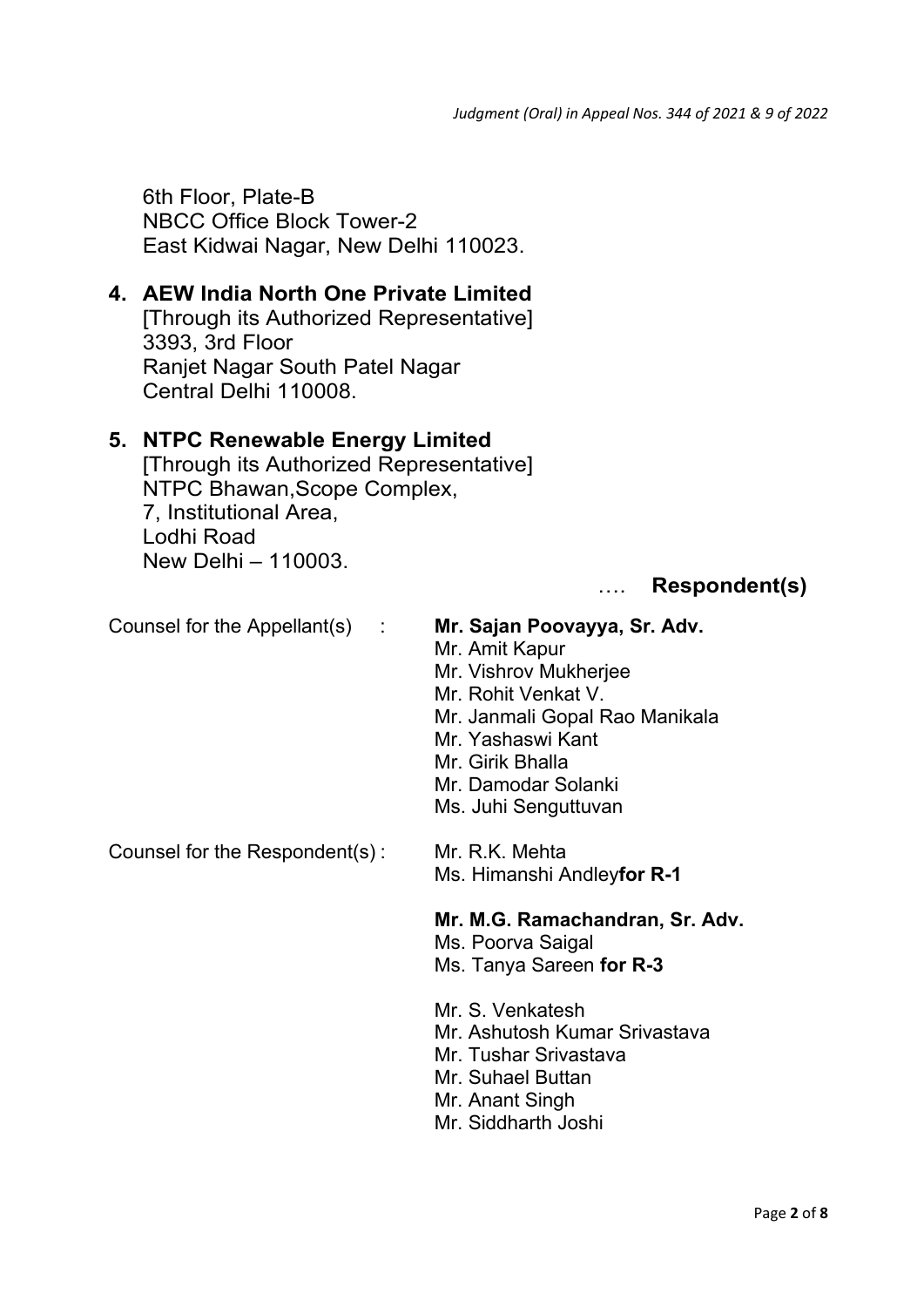6th Floor, Plate-B
NBCC Office Block Tower-2
East Kidwai Nagar, New Delhi 110023.

**4. AEW India North One Private Limited**
[Through its Authorized Representative]
3393, 3rd Floor
Ranjet Nagar South Patel Nagar
Central Delhi 110008.

**5. NTPC Renewable Energy Limited**
[Through its Authorized Representative]
NTPC Bhawan,Scope Complex,
7, Institutional Area,
Lodhi Road
New Delhi – 110003.

…. **Respondent(s)**

Counsel for the Appellant(s) : **Mr. Sajan Poovayya, Sr. Adv.**
Mr. Amit Kapur
Mr. Vishrov Mukherjee
Mr. Rohit Venkat V.
Mr. Janmali Gopal Rao Manikala
Mr. Yashaswi Kant
Mr. Girik Bhalla
Mr. Damodar Solanki
Ms. Juhi Senguttuvan

Counsel for the Respondent(s) : Mr. R.K. Mehta
Ms. Himanshi Andley **for R-1**

**Mr. M.G. Ramachandran, Sr. Adv.**
Ms. Poorva Saigal
Ms. Tanya Sareen **for R-3**

Mr. S. Venkatesh
Mr. Ashutosh Kumar Srivastava
Mr. Tushar Srivastava
Mr. Suhael Buttan
Mr. Anant Singh
Mr. Siddharth Joshi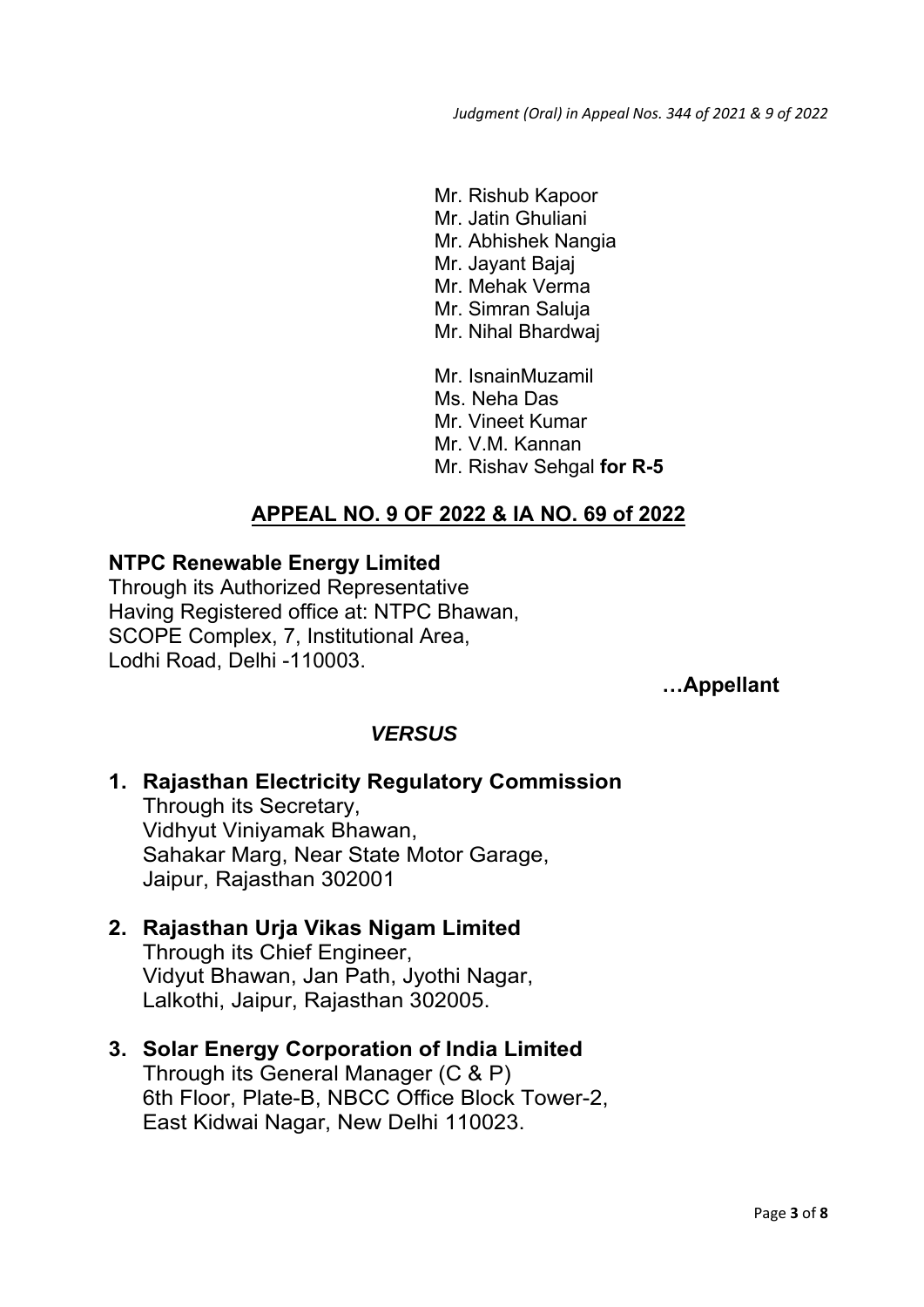Mr. Rishub Kapoor
Mr. Jatin Ghuliani
Mr. Abhishek Nangia
Mr. Jayant Bajaj
Mr. Mehak Verma
Mr. Simran Saluja
Mr. Nihal Bhardwaj

Mr. IsnainMuzamil
Ms. Neha Das
Mr. Vineet Kumar
Mr. V.M. Kannan
Mr. Rishav Sehgal **for R-5**

## **APPEAL NO. 9 OF 2022 & IA NO. 69 of 2022**

**NTPC Renewable Energy Limited**
Through its Authorized Representative
Having Registered office at: NTPC Bhawan,
SCOPE Complex, 7, Institutional Area,
Lodhi Road, Delhi -110003.

**…Appellant**

***VERSUS***

1. **Rajasthan Electricity Regulatory Commission**
   Through its Secretary,
   Vidhyut Viniyamak Bhawan,
   Sahakar Marg, Near State Motor Garage,
   Jaipur, Rajasthan 302001

2. **Rajasthan Urja Vikas Nigam Limited**
   Through its Chief Engineer,
   Vidyut Bhawan, Jan Path, Jyothi Nagar,
   Lalkothi, Jaipur, Rajasthan 302005.

3. **Solar Energy Corporation of India Limited**
   Through its General Manager (C & P)
   6th Floor, Plate-B, NBCC Office Block Tower-2,
   East Kidwai Nagar, New Delhi 110023.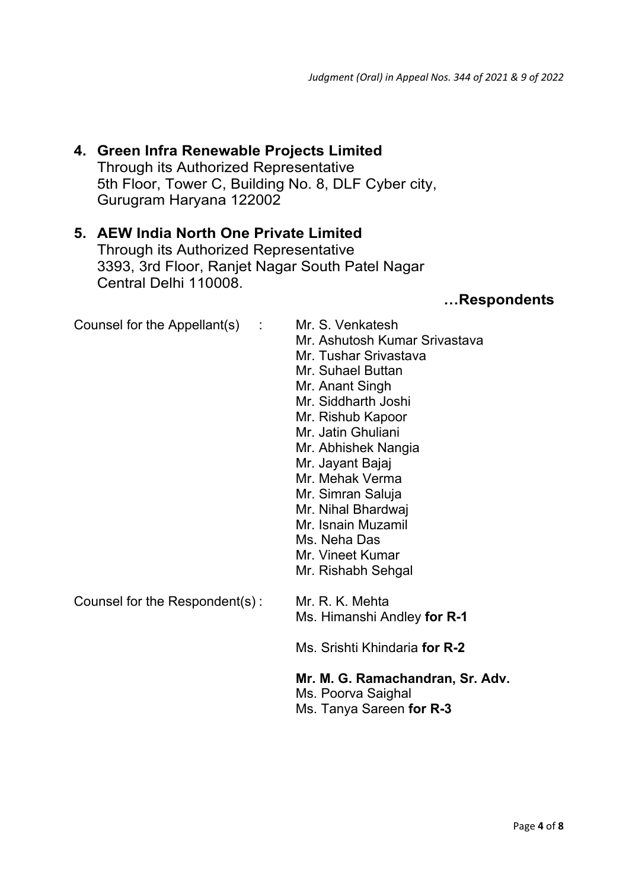4. **Green Infra Renewable Projects Limited**
   Through its Authorized Representative
   5th Floor, Tower C, Building No. 8, DLF Cyber city,
   Gurugram Haryana 122002

5. **AEW India North One Private Limited**
   Through its Authorized Representative
   3393, 3rd Floor, Ranjet Nagar South Patel Nagar
   Central Delhi 110008.

**…Respondents**

Counsel for the Appellant(s) : Mr. S. Venkatesh
Mr. Ashutosh Kumar Srivastava
Mr. Tushar Srivastava
Mr. Suhael Buttan
Mr. Anant Singh
Mr. Siddharth Joshi
Mr. Rishub Kapoor
Mr. Jatin Ghuliani
Mr. Abhishek Nangia
Mr. Jayant Bajaj
Mr. Mehak Verma
Mr. Simran Saluja
Mr. Nihal Bhardwaj
Mr. Isnain Muzamil
Ms. Neha Das
Mr. Vineet Kumar
Mr. Rishabh Sehgal

Counsel for the Respondent(s) : Mr. R. K. Mehta
Ms. Himanshi Andley **for R-1**

Ms. Srishti Khindaria **for R-2**

**Mr. M. G. Ramachandran, Sr. Adv.**
Ms. Poorva Saighal
Ms. Tanya Sareen **for R-3**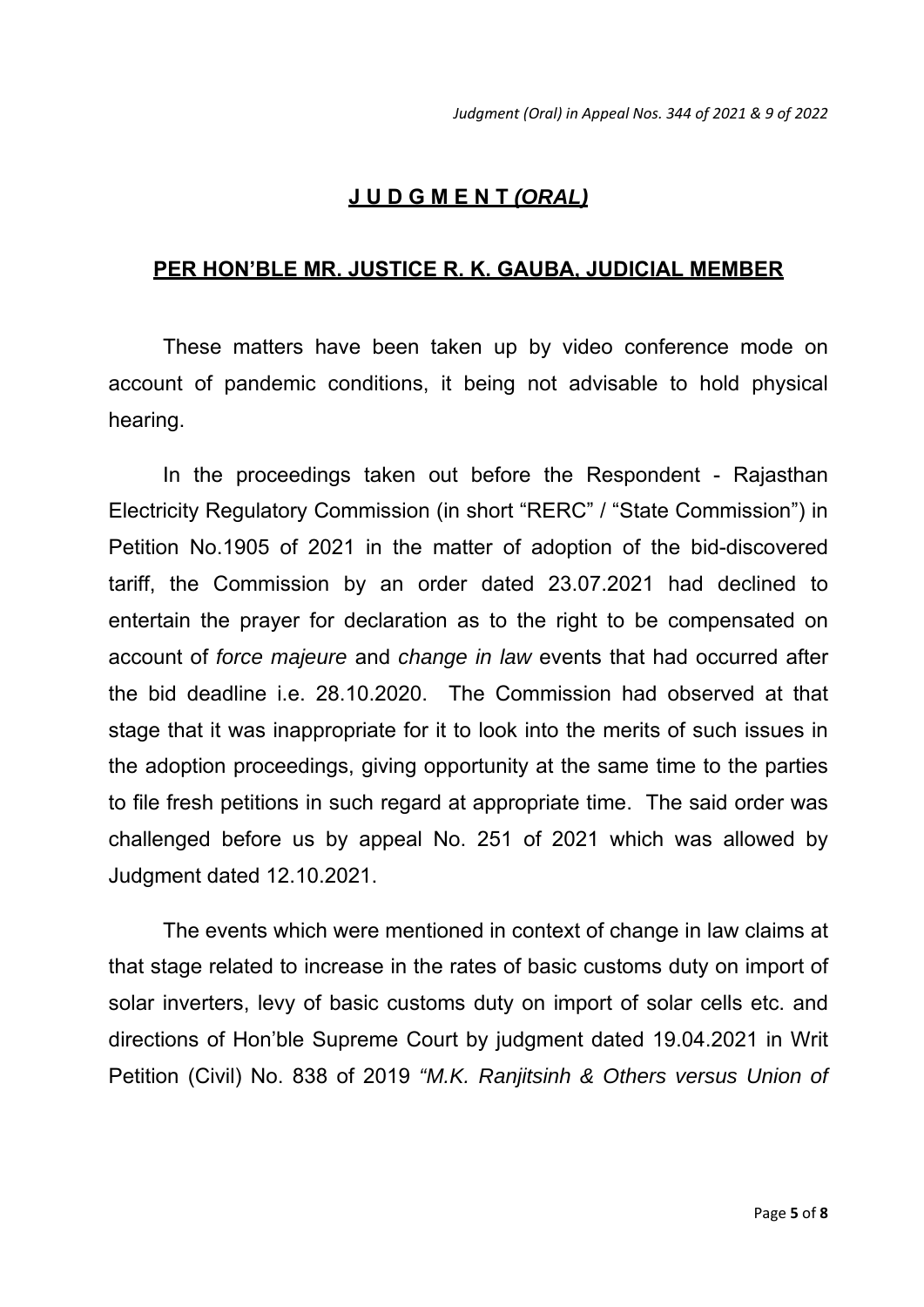## **J U D G M E N T *(ORAL)***

## **PER HON'BLE MR. JUSTICE R. K. GAUBA, JUDICIAL MEMBER**

These matters have been taken up by video conference mode on account of pandemic conditions, it being not advisable to hold physical hearing.

In the proceedings taken out before the Respondent - Rajasthan Electricity Regulatory Commission (in short "RERC" / "State Commission") in Petition No.1905 of 2021 in the matter of adoption of the bid-discovered tariff, the Commission by an order dated 23.07.2021 had declined to entertain the prayer for declaration as to the right to be compensated on account of *force majeure* and *change in law* events that had occurred after the bid deadline i.e. 28.10.2020. The Commission had observed at that stage that it was inappropriate for it to look into the merits of such issues in the adoption proceedings, giving opportunity at the same time to the parties to file fresh petitions in such regard at appropriate time. The said order was challenged before us by appeal No. 251 of 2021 which was allowed by Judgment dated 12.10.2021.

The events which were mentioned in context of change in law claims at that stage related to increase in the rates of basic customs duty on import of solar inverters, levy of basic customs duty on import of solar cells etc. and directions of Hon'ble Supreme Court by judgment dated 19.04.2021 in Writ Petition (Civil) No. 838 of 2019 *"M.K. Ranjitsinh & Others versus Union of*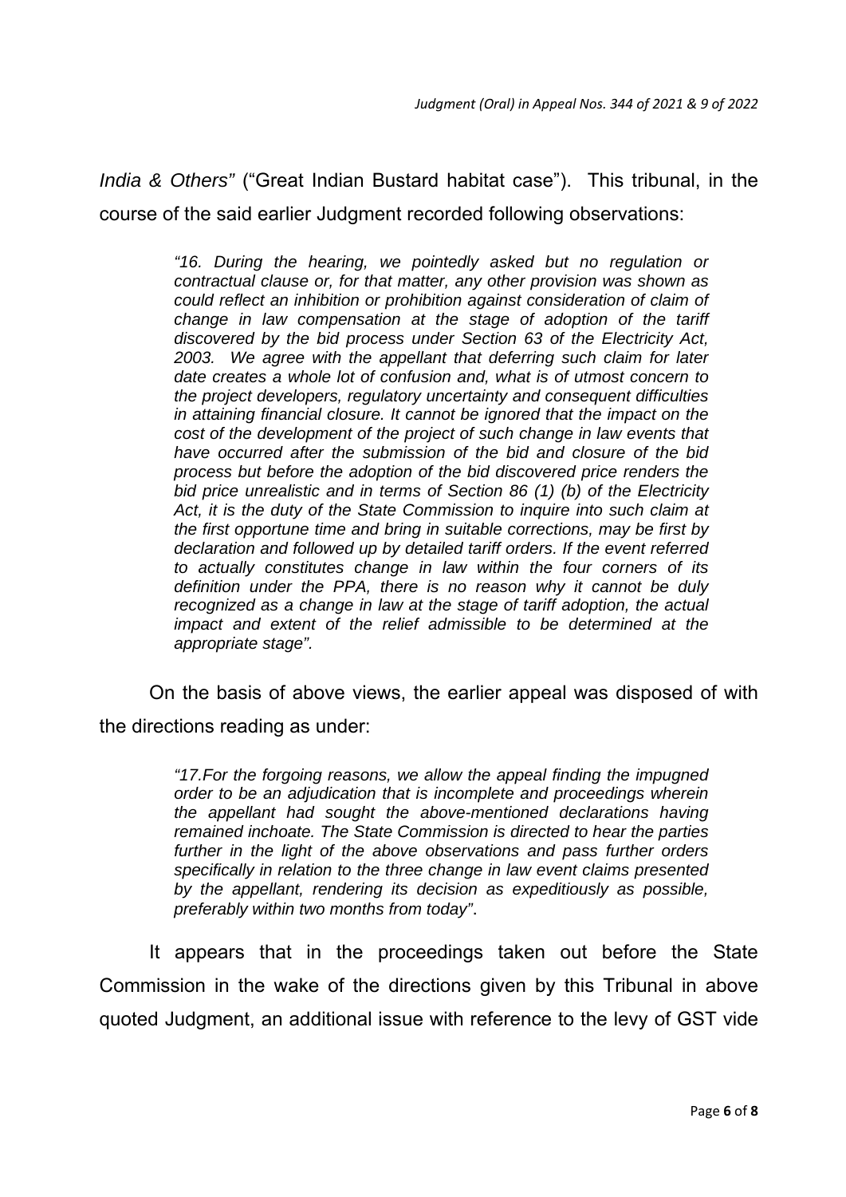*India & Others"* ("Great Indian Bustard habitat case"). This tribunal, in the course of the said earlier Judgment recorded following observations:

> *"16. During the hearing, we pointedly asked but no regulation or contractual clause or, for that matter, any other provision was shown as could reflect an inhibition or prohibition against consideration of claim of change in law compensation at the stage of adoption of the tariff discovered by the bid process under Section 63 of the Electricity Act, 2003. We agree with the appellant that deferring such claim for later date creates a whole lot of confusion and, what is of utmost concern to the project developers, regulatory uncertainty and consequent difficulties in attaining financial closure. It cannot be ignored that the impact on the cost of the development of the project of such change in law events that have occurred after the submission of the bid and closure of the bid process but before the adoption of the bid discovered price renders the bid price unrealistic and in terms of Section 86 (1) (b) of the Electricity Act, it is the duty of the State Commission to inquire into such claim at the first opportune time and bring in suitable corrections, may be first by declaration and followed up by detailed tariff orders. If the event referred to actually constitutes change in law within the four corners of its definition under the PPA, there is no reason why it cannot be duly recognized as a change in law at the stage of tariff adoption, the actual impact and extent of the relief admissible to be determined at the appropriate stage".*

On the basis of above views, the earlier appeal was disposed of with the directions reading as under:

> *"17.For the forgoing reasons, we allow the appeal finding the impugned order to be an adjudication that is incomplete and proceedings wherein the appellant had sought the above-mentioned declarations having remained inchoate. The State Commission is directed to hear the parties further in the light of the above observations and pass further orders specifically in relation to the three change in law event claims presented by the appellant, rendering its decision as expeditiously as possible, preferably within two months from today".*

It appears that in the proceedings taken out before the State Commission in the wake of the directions given by this Tribunal in above quoted Judgment, an additional issue with reference to the levy of GST vide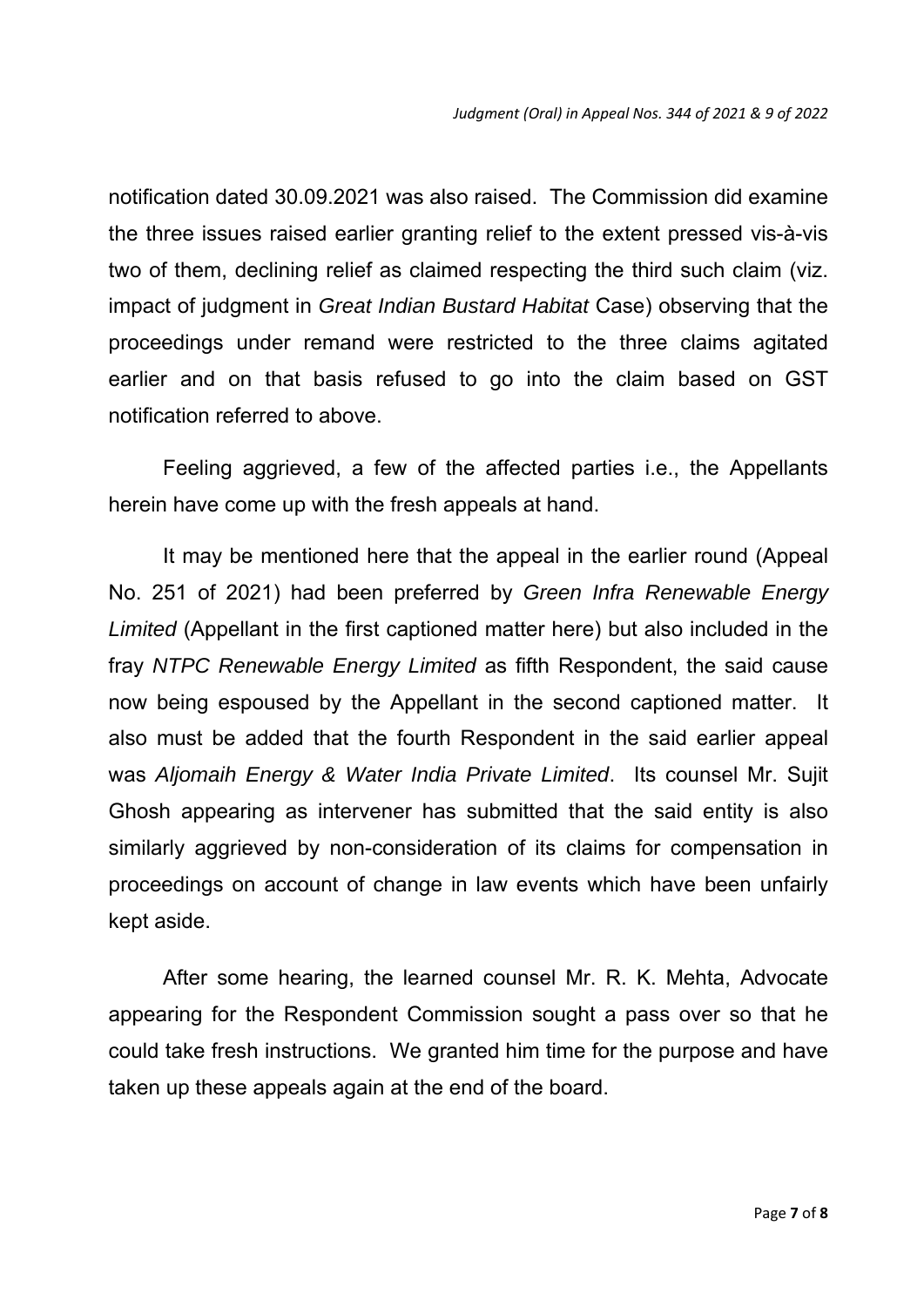notification dated 30.09.2021 was also raised. The Commission did examine the three issues raised earlier granting relief to the extent pressed vis-à-vis two of them, declining relief as claimed respecting the third such claim (viz. impact of judgment in *Great Indian Bustard Habitat* Case) observing that the proceedings under remand were restricted to the three claims agitated earlier and on that basis refused to go into the claim based on GST notification referred to above.

Feeling aggrieved, a few of the affected parties i.e., the Appellants herein have come up with the fresh appeals at hand.

It may be mentioned here that the appeal in the earlier round (Appeal No. 251 of 2021) had been preferred by *Green Infra Renewable Energy Limited* (Appellant in the first captioned matter here) but also included in the fray *NTPC Renewable Energy Limited* as fifth Respondent, the said cause now being espoused by the Appellant in the second captioned matter. It also must be added that the fourth Respondent in the said earlier appeal was *Aljomaih Energy & Water India Private Limited*. Its counsel Mr. Sujit Ghosh appearing as intervener has submitted that the said entity is also similarly aggrieved by non-consideration of its claims for compensation in proceedings on account of change in law events which have been unfairly kept aside.

After some hearing, the learned counsel Mr. R. K. Mehta, Advocate appearing for the Respondent Commission sought a pass over so that he could take fresh instructions. We granted him time for the purpose and have taken up these appeals again at the end of the board.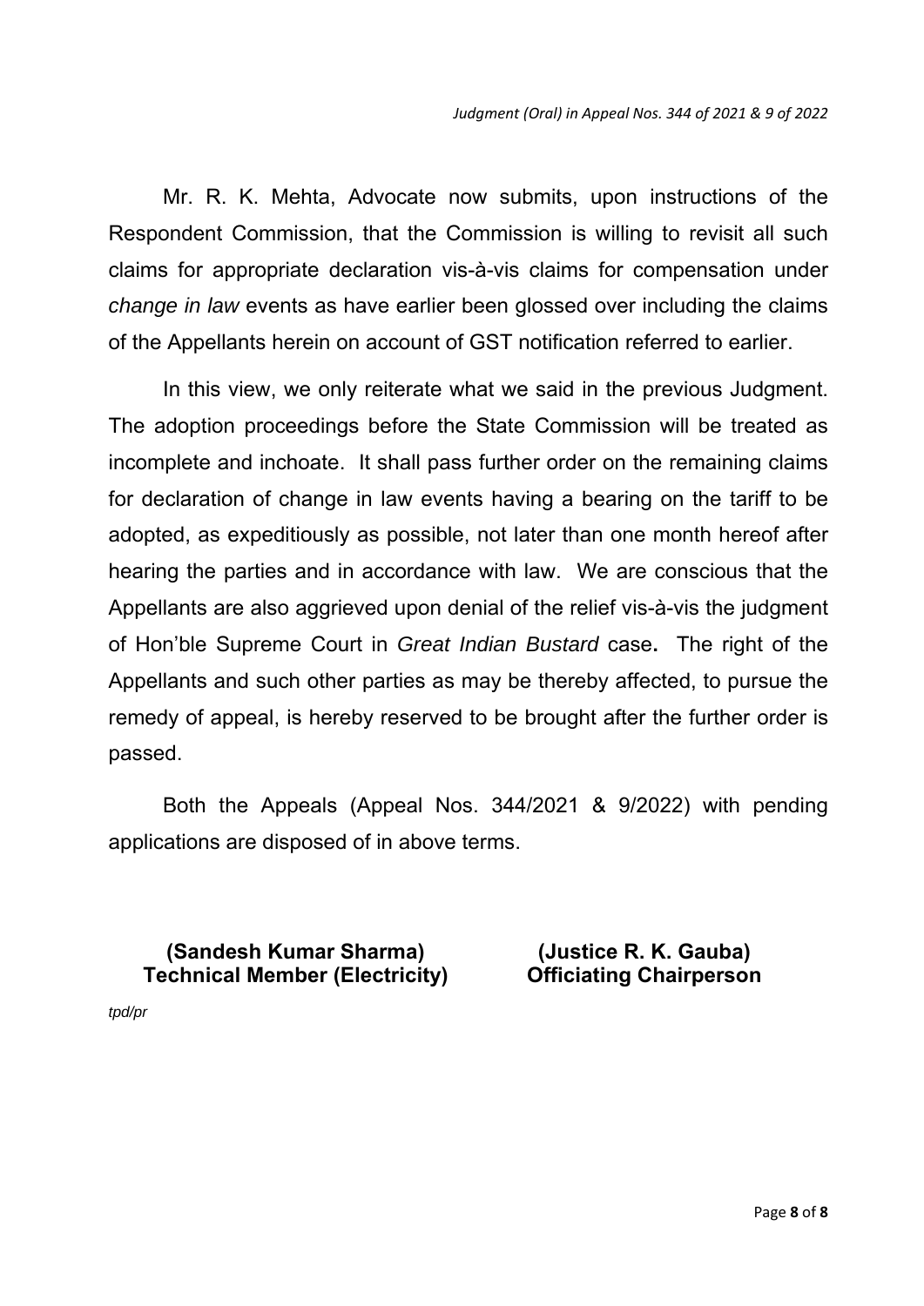Mr. R. K. Mehta, Advocate now submits, upon instructions of the Respondent Commission, that the Commission is willing to revisit all such claims for appropriate declaration vis-à-vis claims for compensation under *change in law* events as have earlier been glossed over including the claims of the Appellants herein on account of GST notification referred to earlier.

In this view, we only reiterate what we said in the previous Judgment. The adoption proceedings before the State Commission will be treated as incomplete and inchoate. It shall pass further order on the remaining claims for declaration of change in law events having a bearing on the tariff to be adopted, as expeditiously as possible, not later than one month hereof after hearing the parties and in accordance with law. We are conscious that the Appellants are also aggrieved upon denial of the relief vis-à-vis the judgment of Hon'ble Supreme Court in *Great Indian Bustard* case**.** The right of the Appellants and such other parties as may be thereby affected, to pursue the remedy of appeal, is hereby reserved to be brought after the further order is passed.

Both the Appeals (Appeal Nos. 344/2021 & 9/2022) with pending applications are disposed of in above terms.

**(Sandesh Kumar Sharma)**
**Technical Member (Electricity)**

**(Justice R. K. Gauba)**
**Officiating Chairperson**

*tpd/pr*